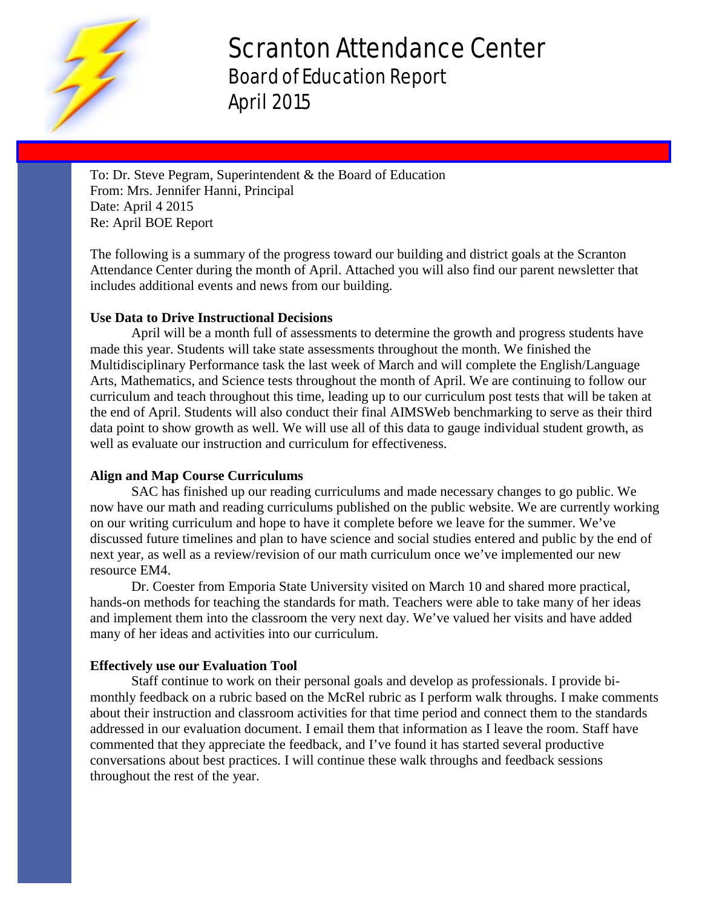# Scranton Attendance Center

## Board of Education Report

## April 2015

To: Dr. Steve Pegram, Superintendent & the Board of Education
From: Mrs. Jennifer Hanni, Principal
Date: April 4 2015
Re: April BOE Report

The following is a summary of the progress toward our building and district goals at the Scranton Attendance Center during the month of April. Attached you will also find our parent newsletter that includes additional events and news from our building.

**Use Data to Drive Instructional Decisions**

April will be a month full of assessments to determine the growth and progress students have made this year. Students will take state assessments throughout the month. We finished the Multidisciplinary Performance task the last week of March and will complete the English/Language Arts, Mathematics, and Science tests throughout the month of April. We are continuing to follow our curriculum and teach throughout this time, leading up to our curriculum post tests that will be taken at the end of April. Students will also conduct their final AIMSWeb benchmarking to serve as their third data point to show growth as well. We will use all of this data to gauge individual student growth, as well as evaluate our instruction and curriculum for effectiveness.

**Align and Map Course Curriculums**

SAC has finished up our reading curriculums and made necessary changes to go public. We now have our math and reading curriculums published on the public website. We are currently working on our writing curriculum and hope to have it complete before we leave for the summer. We've discussed future timelines and plan to have science and social studies entered and public by the end of next year, as well as a review/revision of our math curriculum once we've implemented our new resource EM4.

Dr. Coester from Emporia State University visited on March 10 and shared more practical, hands-on methods for teaching the standards for math. Teachers were able to take many of her ideas and implement them into the classroom the very next day. We've valued her visits and have added many of her ideas and activities into our curriculum.

**Effectively use our Evaluation Tool**

Staff continue to work on their personal goals and develop as professionals. I provide bi-monthly feedback on a rubric based on the McRel rubric as I perform walk throughs. I make comments about their instruction and classroom activities for that time period and connect them to the standards addressed in our evaluation document. I email them that information as I leave the room. Staff have commented that they appreciate the feedback, and I've found it has started several productive conversations about best practices. I will continue these walk throughs and feedback sessions throughout the rest of the year.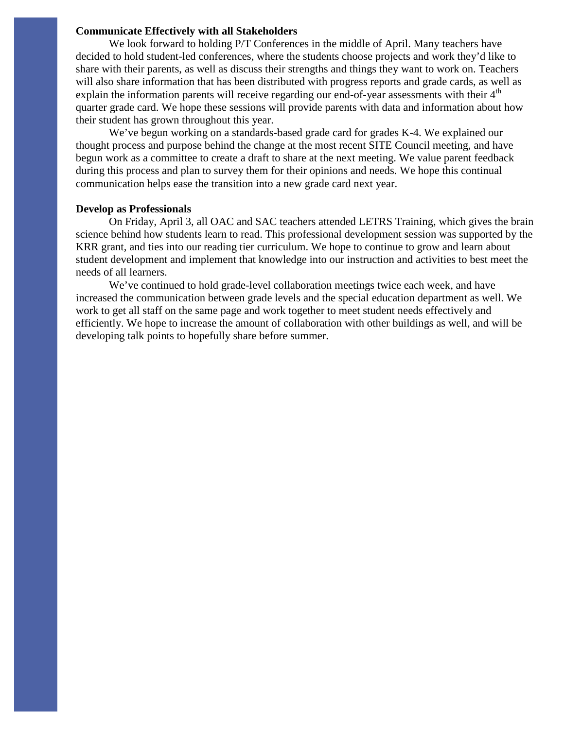**Communicate Effectively with all Stakeholders**

We look forward to holding P/T Conferences in the middle of April. Many teachers have decided to hold student-led conferences, where the students choose projects and work they'd like to share with their parents, as well as discuss their strengths and things they want to work on. Teachers will also share information that has been distributed with progress reports and grade cards, as well as explain the information parents will receive regarding our end-of-year assessments with their 4th quarter grade card. We hope these sessions will provide parents with data and information about how their student has grown throughout this year.

We've begun working on a standards-based grade card for grades K-4. We explained our thought process and purpose behind the change at the most recent SITE Council meeting, and have begun work as a committee to create a draft to share at the next meeting. We value parent feedback during this process and plan to survey them for their opinions and needs. We hope this continual communication helps ease the transition into a new grade card next year.

**Develop as Professionals**

On Friday, April 3, all OAC and SAC teachers attended LETRS Training, which gives the brain science behind how students learn to read. This professional development session was supported by the KRR grant, and ties into our reading tier curriculum. We hope to continue to grow and learn about student development and implement that knowledge into our instruction and activities to best meet the needs of all learners.

We've continued to hold grade-level collaboration meetings twice each week, and have increased the communication between grade levels and the special education department as well. We work to get all staff on the same page and work together to meet student needs effectively and efficiently. We hope to increase the amount of collaboration with other buildings as well, and will be developing talk points to hopefully share before summer.